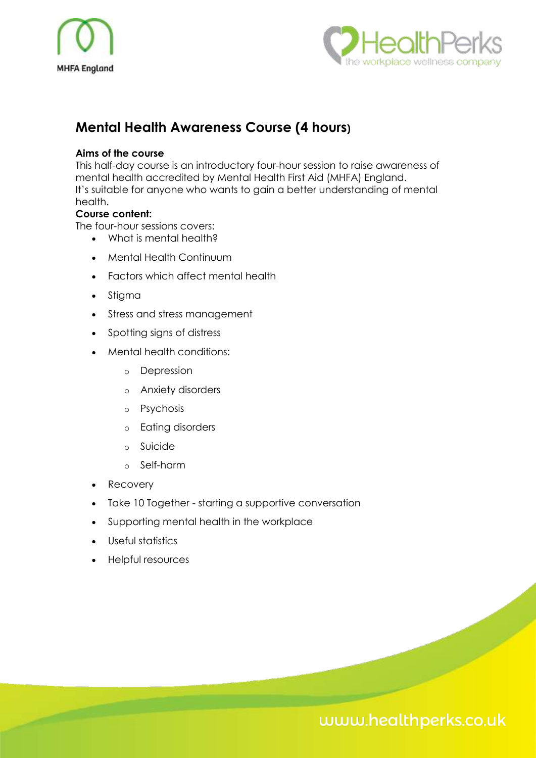# Mental Health Awareness Course (4 hours)

**Aims of the course**

This half-day course is an introductory four-hour session to raise awareness of mental health accredited by Mental Health First Aid (MHFA) England.
It's suitable for anyone who wants to gain a better understanding of mental health.

**Course content:**

The four-hour sessions covers:

- What is mental health?
- Mental Health Continuum
- Factors which affect mental health
- Stigma
- Stress and stress management
- Spotting signs of distress
- Mental health conditions:
    - Depression
    - Anxiety disorders
    - Psychosis
    - Eating disorders
    - Suicide
    - Self-harm
- Recovery
- Take 10 Together - starting a supportive conversation
- Supporting mental health in the workplace
- Useful statistics
- Helpful resources

www.healthperks.co.uk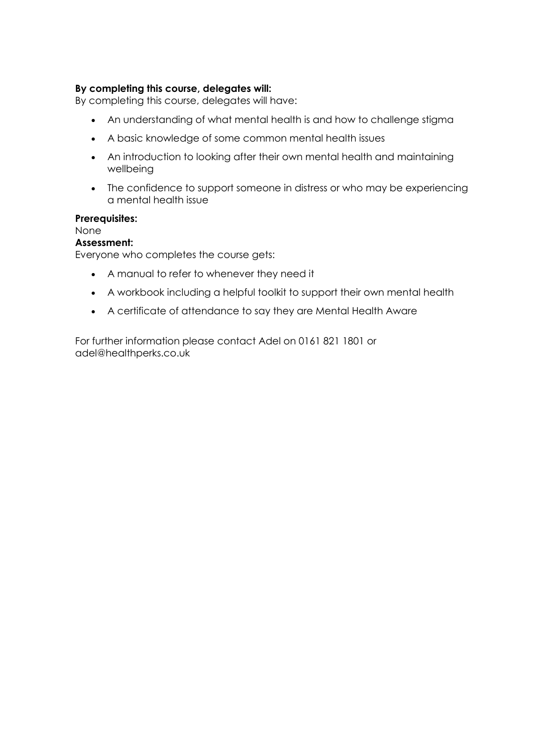**By completing this course, delegates will:**

By completing this course, delegates will have:

- An understanding of what mental health is and how to challenge stigma
- A basic knowledge of some common mental health issues
- An introduction to looking after their own mental health and maintaining wellbeing
- The confidence to support someone in distress or who may be experiencing a mental health issue

**Prerequisites:**

None

**Assessment:**

Everyone who completes the course gets:

- A manual to refer to whenever they need it
- A workbook including a helpful toolkit to support their own mental health
- A certificate of attendance to say they are Mental Health Aware

For further information please contact Adel on 0161 821 1801 or adel@healthperks.co.uk